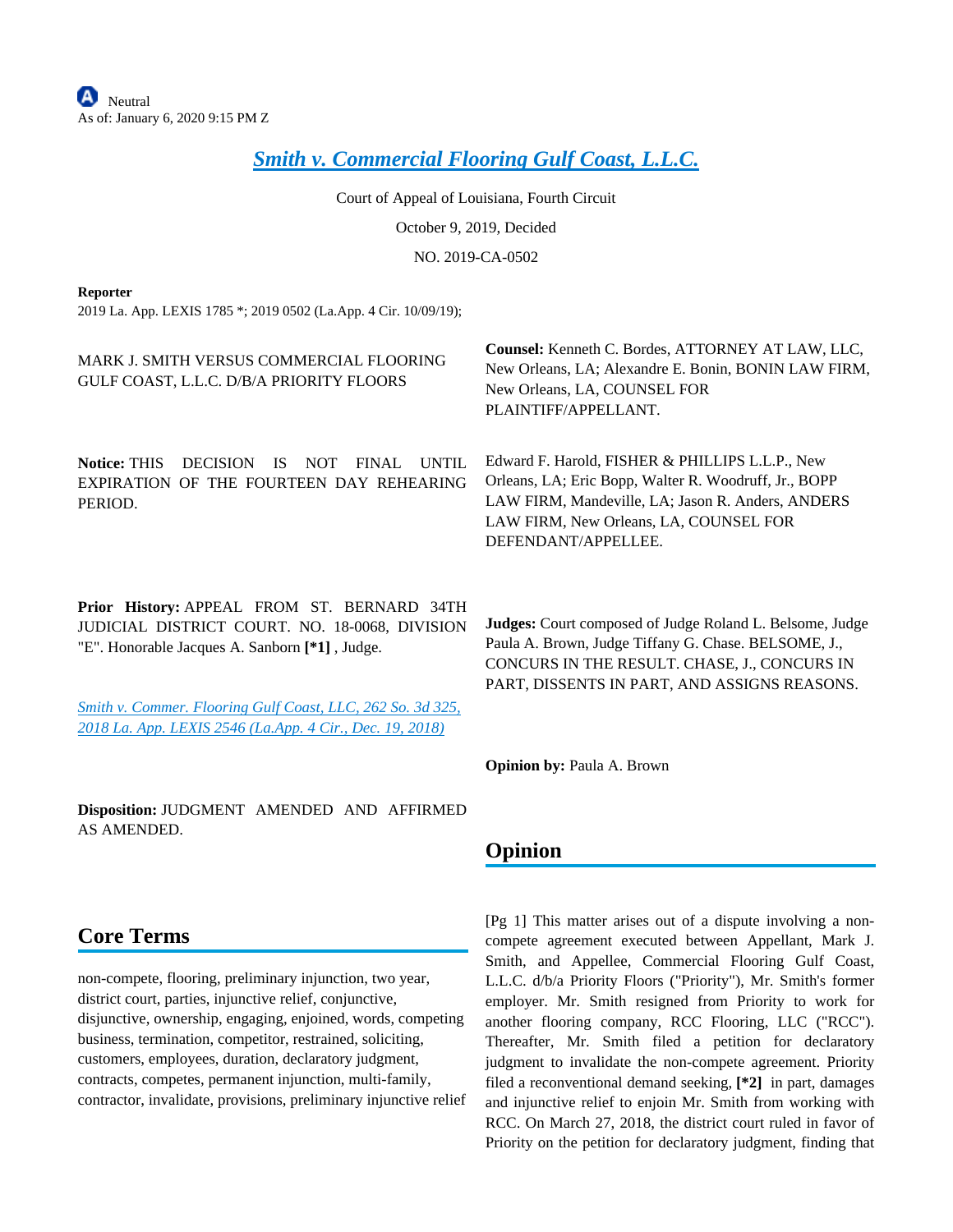Neutral
As of: January 6, 2020 9:15 PM Z

# *Smith v. Commercial Flooring Gulf Coast, L.L.C.*

Court of Appeal of Louisiana, Fourth Circuit

October 9, 2019, Decided

NO. 2019-CA-0502

**Reporter**

2019 La. App. LEXIS 1785 *; 2019 0502 (La.App. 4 Cir. 10/09/19);

MARK J. SMITH VERSUS COMMERCIAL FLOORING GULF COAST, L.L.C. D/B/A PRIORITY FLOORS

**Notice:** THIS DECISION IS NOT FINAL UNTIL EXPIRATION OF THE FOURTEEN DAY REHEARING PERIOD.

**Prior History:** APPEAL FROM ST. BERNARD 34TH JUDICIAL DISTRICT COURT. NO. 18-0068, DIVISION "E". Honorable Jacques A. Sanborn **[*1]** , Judge.

*Smith v. Commer. Flooring Gulf Coast, LLC, 262 So. 3d 325, 2018 La. App. LEXIS 2546 (La.App. 4 Cir., Dec. 19, 2018)*

**Disposition:** JUDGMENT AMENDED AND AFFIRMED AS AMENDED.

## Core Terms

non-compete, flooring, preliminary injunction, two year, district court, parties, injunctive relief, conjunctive, disjunctive, ownership, engaging, enjoined, words, competing business, termination, competitor, restrained, soliciting, customers, employees, duration, declaratory judgment, contracts, competes, permanent injunction, multi-family, contractor, invalidate, provisions, preliminary injunctive relief

**Counsel:** Kenneth C. Bordes, ATTORNEY AT LAW, LLC, New Orleans, LA; Alexandre E. Bonin, BONIN LAW FIRM, New Orleans, LA, COUNSEL FOR PLAINTIFF/APPELLANT.

Edward F. Harold, FISHER & PHILLIPS L.L.P., New Orleans, LA; Eric Bopp, Walter R. Woodruff, Jr., BOPP LAW FIRM, Mandeville, LA; Jason R. Anders, ANDERS LAW FIRM, New Orleans, LA, COUNSEL FOR DEFENDANT/APPELLEE.

**Judges:** Court composed of Judge Roland L. Belsome, Judge Paula A. Brown, Judge Tiffany G. Chase. BELSOME, J., CONCURS IN THE RESULT. CHASE, J., CONCURS IN PART, DISSENTS IN PART, AND ASSIGNS REASONS.

**Opinion by:** Paula A. Brown

## Opinion

[Pg 1] This matter arises out of a dispute involving a non-compete agreement executed between Appellant, Mark J. Smith, and Appellee, Commercial Flooring Gulf Coast, L.L.C. d/b/a Priority Floors ("Priority"), Mr. Smith's former employer. Mr. Smith resigned from Priority to work for another flooring company, RCC Flooring, LLC ("RCC"). Thereafter, Mr. Smith filed a petition for declaratory judgment to invalidate the non-compete agreement. Priority filed a reconventional demand seeking, **[*2]** in part, damages and injunctive relief to enjoin Mr. Smith from working with RCC. On March 27, 2018, the district court ruled in favor of Priority on the petition for declaratory judgment, finding that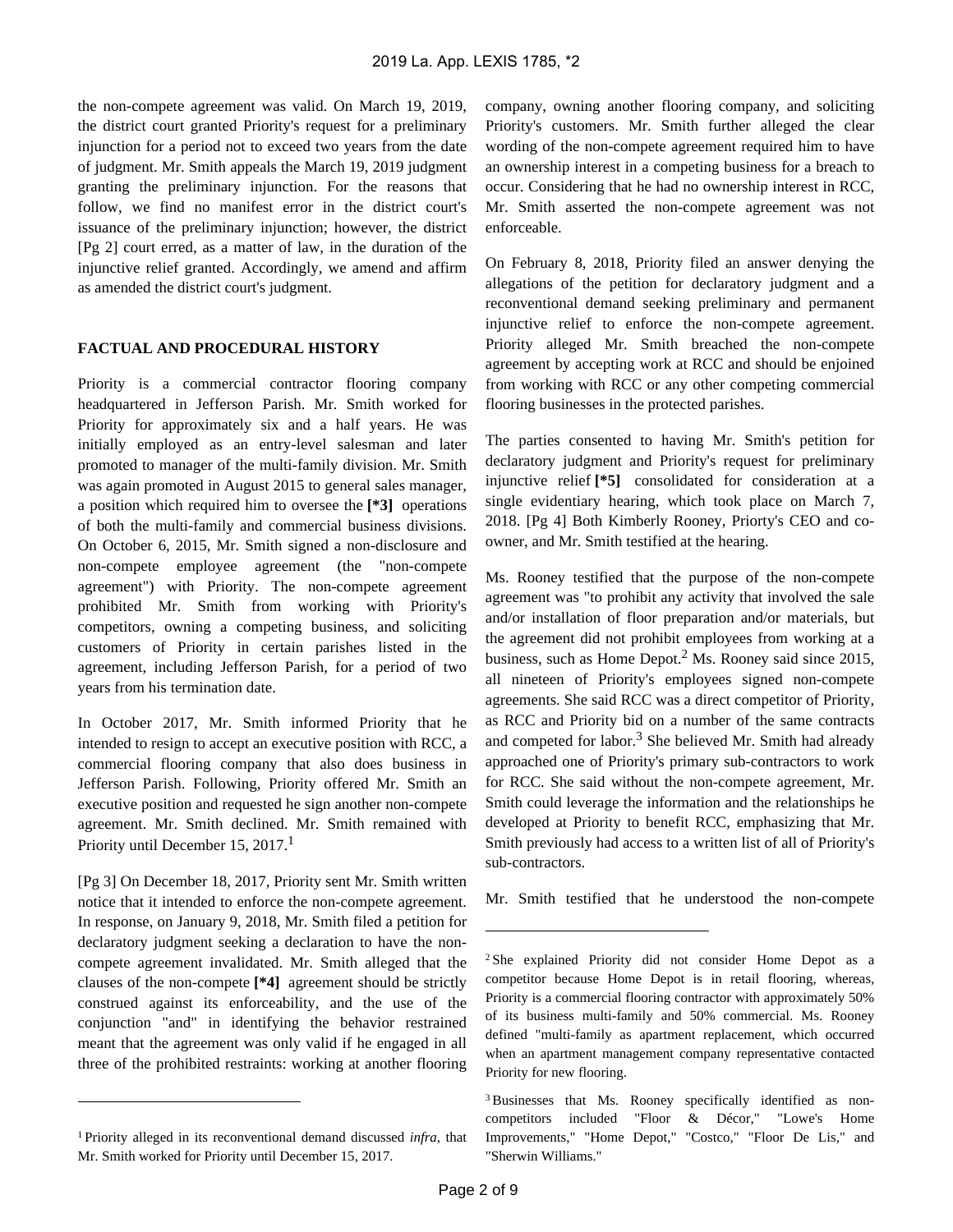the non-compete agreement was valid. On March 19, 2019, the district court granted Priority's request for a preliminary injunction for a period not to exceed two years from the date of judgment. Mr. Smith appeals the March 19, 2019 judgment granting the preliminary injunction. For the reasons that follow, we find no manifest error in the district court's issuance of the preliminary injunction; however, the district [Pg 2] court erred, as a matter of law, in the duration of the injunctive relief granted. Accordingly, we amend and affirm as amended the district court's judgment.

**FACTUAL AND PROCEDURAL HISTORY**

Priority is a commercial contractor flooring company headquartered in Jefferson Parish. Mr. Smith worked for Priority for approximately six and a half years. He was initially employed as an entry-level salesman and later promoted to manager of the multi-family division. Mr. Smith was again promoted in August 2015 to general sales manager, a position which required him to oversee the **[*3]** operations of both the multi-family and commercial business divisions. On October 6, 2015, Mr. Smith signed a non-disclosure and non-compete employee agreement (the "non-compete agreement") with Priority. The non-compete agreement prohibited Mr. Smith from working with Priority's competitors, owning a competing business, and soliciting customers of Priority in certain parishes listed in the agreement, including Jefferson Parish, for a period of two years from his termination date.

In October 2017, Mr. Smith informed Priority that he intended to resign to accept an executive position with RCC, a commercial flooring company that also does business in Jefferson Parish. Following, Priority offered Mr. Smith an executive position and requested he sign another non-compete agreement. Mr. Smith declined. Mr. Smith remained with Priority until December 15, 2017.[1]

[Pg 3] On December 18, 2017, Priority sent Mr. Smith written notice that it intended to enforce the non-compete agreement. In response, on January 9, 2018, Mr. Smith filed a petition for declaratory judgment seeking a declaration to have the non-compete agreement invalidated. Mr. Smith alleged that the clauses of the non-compete **[*4]** agreement should be strictly construed against its enforceability, and the use of the conjunction "and" in identifying the behavior restrained meant that the agreement was only valid if he engaged in all three of the prohibited restraints: working at another flooring company, owning another flooring company, and soliciting Priority's customers. Mr. Smith further alleged the clear wording of the non-compete agreement required him to have an ownership interest in a competing business for a breach to occur. Considering that he had no ownership interest in RCC, Mr. Smith asserted the non-compete agreement was not enforceable.

On February 8, 2018, Priority filed an answer denying the allegations of the petition for declaratory judgment and a reconventional demand seeking preliminary and permanent injunctive relief to enforce the non-compete agreement. Priority alleged Mr. Smith breached the non-compete agreement by accepting work at RCC and should be enjoined from working with RCC or any other competing commercial flooring businesses in the protected parishes.

The parties consented to having Mr. Smith's petition for declaratory judgment and Priority's request for preliminary injunctive relief **[*5]** consolidated for consideration at a single evidentiary hearing, which took place on March 7, 2018. [Pg 4] Both Kimberly Rooney, Priorty's CEO and co-owner, and Mr. Smith testified at the hearing.

Ms. Rooney testified that the purpose of the non-compete agreement was "to prohibit any activity that involved the sale and/or installation of floor preparation and/or materials, but the agreement did not prohibit employees from working at a business, such as Home Depot.[2] Ms. Rooney said since 2015, all nineteen of Priority's employees signed non-compete agreements. She said RCC was a direct competitor of Priority, as RCC and Priority bid on a number of the same contracts and competed for labor.[3] She believed Mr. Smith had already approached one of Priority's primary sub-contractors to work for RCC. She said without the non-compete agreement, Mr. Smith could leverage the information and the relationships he developed at Priority to benefit RCC, emphasizing that Mr. Smith previously had access to a written list of all of Priority's sub-contractors.

Mr. Smith testified that he understood the non-compete

---

[1] Priority alleged in its reconventional demand discussed *infra*, that Mr. Smith worked for Priority until December 15, 2017.

[2] She explained Priority did not consider Home Depot as a competitor because Home Depot is in retail flooring, whereas, Priority is a commercial flooring contractor with approximately 50% of its business multi-family and 50% commercial. Ms. Rooney defined "multi-family as apartment replacement, which occurred when an apartment management company representative contacted Priority for new flooring.

[3] Businesses that Ms. Rooney specifically identified as non-competitors included "Floor & Décor," "Lowe's Home Improvements," "Home Depot," "Costco," "Floor De Lis," and "Sherwin Williams."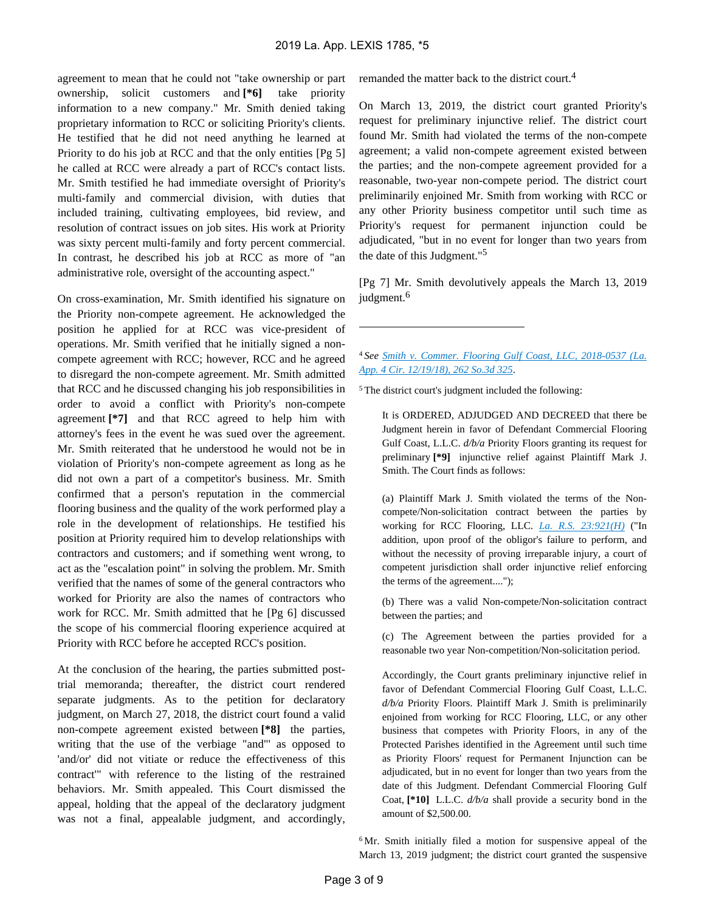agreement to mean that he could not "take ownership or part ownership, solicit customers and **[*6]** take priority information to a new company." Mr. Smith denied taking proprietary information to RCC or soliciting Priority's clients. He testified that he did not need anything he learned at Priority to do his job at RCC and that the only entities [Pg 5] he called at RCC were already a part of RCC's contact lists. Mr. Smith testified he had immediate oversight of Priority's multi-family and commercial division, with duties that included training, cultivating employees, bid review, and resolution of contract issues on job sites. His work at Priority was sixty percent multi-family and forty percent commercial. In contrast, he described his job at RCC as more of "an administrative role, oversight of the accounting aspect."

On cross-examination, Mr. Smith identified his signature on the Priority non-compete agreement. He acknowledged the position he applied for at RCC was vice-president of operations. Mr. Smith verified that he initially signed a non-compete agreement with RCC; however, RCC and he agreed to disregard the non-compete agreement. Mr. Smith admitted that RCC and he discussed changing his job responsibilities in order to avoid a conflict with Priority's non-compete agreement **[*7]** and that RCC agreed to help him with attorney's fees in the event he was sued over the agreement. Mr. Smith reiterated that he understood he would not be in violation of Priority's non-compete agreement as long as he did not own a part of a competitor's business. Mr. Smith confirmed that a person's reputation in the commercial flooring business and the quality of the work performed play a role in the development of relationships. He testified his position at Priority required him to develop relationships with contractors and customers; and if something went wrong, to act as the "escalation point" in solving the problem. Mr. Smith verified that the names of some of the general contractors who worked for Priority are also the names of contractors who work for RCC. Mr. Smith admitted that he [Pg 6] discussed the scope of his commercial flooring experience acquired at Priority with RCC before he accepted RCC's position.

At the conclusion of the hearing, the parties submitted post-trial memoranda; thereafter, the district court rendered separate judgments. As to the petition for declaratory judgment, on March 27, 2018, the district court found a valid non-compete agreement existed between **[*8]** the parties, writing that the use of the verbiage "and"' as opposed to 'and/or' did not vitiate or reduce the effectiveness of this contract'" with reference to the listing of the restrained behaviors. Mr. Smith appealed. This Court dismissed the appeal, holding that the appeal of the declaratory judgment was not a final, appealable judgment, and accordingly, remanded the matter back to the district court.[4]

On March 13, 2019, the district court granted Priority's request for preliminary injunctive relief. The district court found Mr. Smith had violated the terms of the non-compete agreement; a valid non-compete agreement existed between the parties; and the non-compete agreement provided for a reasonable, two-year non-compete period. The district court preliminarily enjoined Mr. Smith from working with RCC or any other Priority business competitor until such time as Priority's request for permanent injunction could be adjudicated, "but in no event for longer than two years from the date of this Judgment."[5]

[Pg 7] Mr. Smith devolutively appeals the March 13, 2019 judgment.[6]

---

[4] *See* Smith v. Commer. Flooring Gulf Coast, LLC, 2018-0537 (La. App. 4 Cir. 12/19/18), 262 So.3d 325.

[5] The district court's judgment included the following:

> It is ORDERED, ADJUDGED AND DECREED that there be Judgment herein in favor of Defendant Commercial Flooring Gulf Coast, L.L.C. *d/b/a* Priority Floors granting its request for preliminary **[*9]** injunctive relief against Plaintiff Mark J. Smith. The Court finds as follows:
>
> (a) Plaintiff Mark J. Smith violated the terms of the Non-compete/Non-solicitation contract between the parties by working for RCC Flooring, LLC. La. R.S. 23:921(H) ("In addition, upon proof of the obligor's failure to perform, and without the necessity of proving irreparable injury, a court of competent jurisdiction shall order injunctive relief enforcing the terms of the agreement....");
>
> (b) There was a valid Non-compete/Non-solicitation contract between the parties; and
>
> (c) The Agreement between the parties provided for a reasonable two year Non-competition/Non-solicitation period.
>
> Accordingly, the Court grants preliminary injunctive relief in favor of Defendant Commercial Flooring Gulf Coast, L.L.C. *d/b/a* Priority Floors. Plaintiff Mark J. Smith is preliminarily enjoined from working for RCC Flooring, LLC, or any other business that competes with Priority Floors, in any of the Protected Parishes identified in the Agreement until such time as Priority Floors' request for Permanent Injunction can be adjudicated, but in no event for longer than two years from the date of this Judgment. Defendant Commercial Flooring Gulf Coat, **[*10]** L.L.C. *d/b/a* shall provide a security bond in the amount of $2,500.00.

[6] Mr. Smith initially filed a motion for suspensive appeal of the March 13, 2019 judgment; the district court granted the suspensive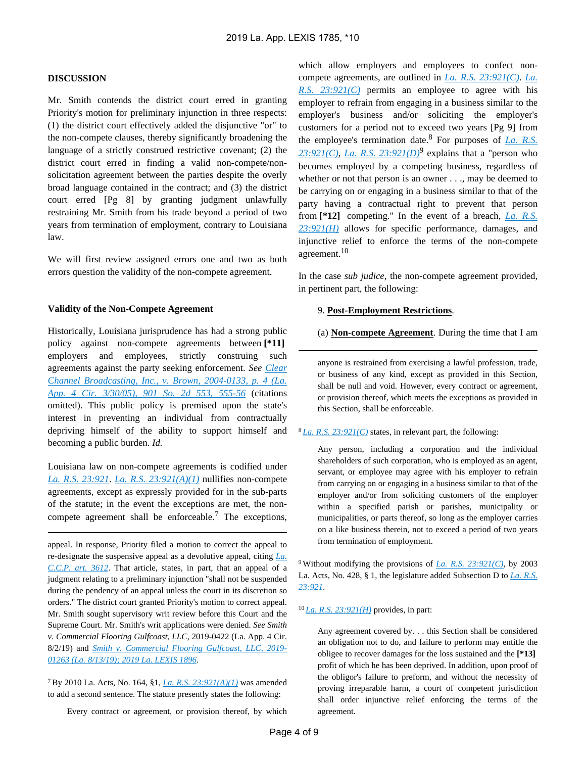## DISCUSSION

Mr. Smith contends the district court erred in granting Priority's motion for preliminary injunction in three respects: (1) the district court effectively added the disjunctive "or" to the non-compete clauses, thereby significantly broadening the language of a strictly construed restrictive covenant; (2) the district court erred in finding a valid non-compete/non-solicitation agreement between the parties despite the overly broad language contained in the contract; and (3) the district court erred [Pg 8] by granting judgment unlawfully restraining Mr. Smith from his trade beyond a period of two years from termination of employment, contrary to Louisiana law.

We will first review assigned errors one and two as both errors question the validity of the non-compete agreement.

### Validity of the Non-Compete Agreement

Historically, Louisiana jurisprudence has had a strong public policy against non-compete agreements between **[*11]** employers and employees, strictly construing such agreements against the party seeking enforcement. *See Clear Channel Broadcasting, Inc., v. Brown, 2004-0133, p. 4 (La. App. 4 Cir. 3/30/05), 901 So. 2d 553, 555-56* (citations omitted). This public policy is premised upon the state's interest in preventing an individual from contractually depriving himself of the ability to support himself and becoming a public burden. *Id.*

Louisiana law on non-compete agreements is codified under La. R.S. 23:921. La. R.S. 23:921(A)(1) nullifies non-compete agreements, except as expressly provided for in the sub-parts of the statute; in the event the exceptions are met, the non-compete agreement shall be enforceable.[7] The exceptions, which allow employers and employees to confect non-compete agreements, are outlined in La. R.S. 23:921(C). La. R.S. 23:921(C) permits an employee to agree with his employer to refrain from engaging in a business similar to the employer's business and/or soliciting the employer's customers for a period not to exceed two years [Pg 9] from the employee's termination date.[8] For purposes of La. R.S. 23:921(C), La. R.S. 23:921(D)[9] explains that a "person who becomes employed by a competing business, regardless of whether or not that person is an owner . . ., may be deemed to be carrying on or engaging in a business similar to that of the party having a contractual right to prevent that person from **[*12]** competing." In the event of a breach, La. R.S. 23:921(H) allows for specific performance, damages, and injunctive relief to enforce the terms of the non-compete agreement.[10]

In the case *sub judice*, the non-compete agreement provided, in pertinent part, the following:

> 9. **Post-Employment Restrictions**.
>
> (a) **Non-compete Agreement**. During the time that I am

---

appeal. In response, Priority filed a motion to correct the appeal to re-designate the suspensive appeal as a devolutive appeal, citing La. C.C.P. art. 3612. That article, states, in part, that an appeal of a judgment relating to a preliminary injunction "shall not be suspended during the pendency of an appeal unless the court in its discretion so orders." The district court granted Priority's motion to correct appeal. Mr. Smith sought supervisory writ review before this Court and the Supreme Court. Mr. Smith's writ applications were denied. *See Smith v. Commercial Flooring Gulfcoast, LLC*, 2019-0422 (La. App. 4 Cir. 8/2/19) and *Smith v. Commercial Flooring Gulfcoast, LLC, 2019-01263 (La. 8/13/19); 2019 La. LEXIS 1896*.

[7] By 2010 La. Acts, No. 164, §1, La. R.S. 23:921(A)(1) was amended to add a second sentence. The statute presently states the following:

> Every contract or agreement, or provision thereof, by which anyone is restrained from exercising a lawful profession, trade, or business of any kind, except as provided in this Section, shall be null and void. However, every contract or agreement, or provision thereof, which meets the exceptions as provided in this Section, shall be enforceable.

[8] La. R.S. 23:921(C) states, in relevant part, the following:

> Any person, including a corporation and the individual shareholders of such corporation, who is employed as an agent, servant, or employee may agree with his employer to refrain from carrying on or engaging in a business similar to that of the employer and/or from soliciting customers of the employer within a specified parish or parishes, municipality or municipalities, or parts thereof, so long as the employer carries on a like business therein, not to exceed a period of two years from termination of employment.

[9] Without modifying the provisions of La. R.S. 23:921(C), by 2003 La. Acts, No. 428, § 1, the legislature added Subsection D to La. R.S. 23:921.

[10] La. R.S. 23:921(H) provides, in part:

> Any agreement covered by. . . this Section shall be considered an obligation not to do, and failure to perform may entitle the obligee to recover damages for the loss sustained and the **[*13]** profit of which he has been deprived. In addition, upon proof of the obligor's failure to preform, and without the necessity of proving irreparable harm, a court of competent jurisdiction shall order injunctive relief enforcing the terms of the agreement.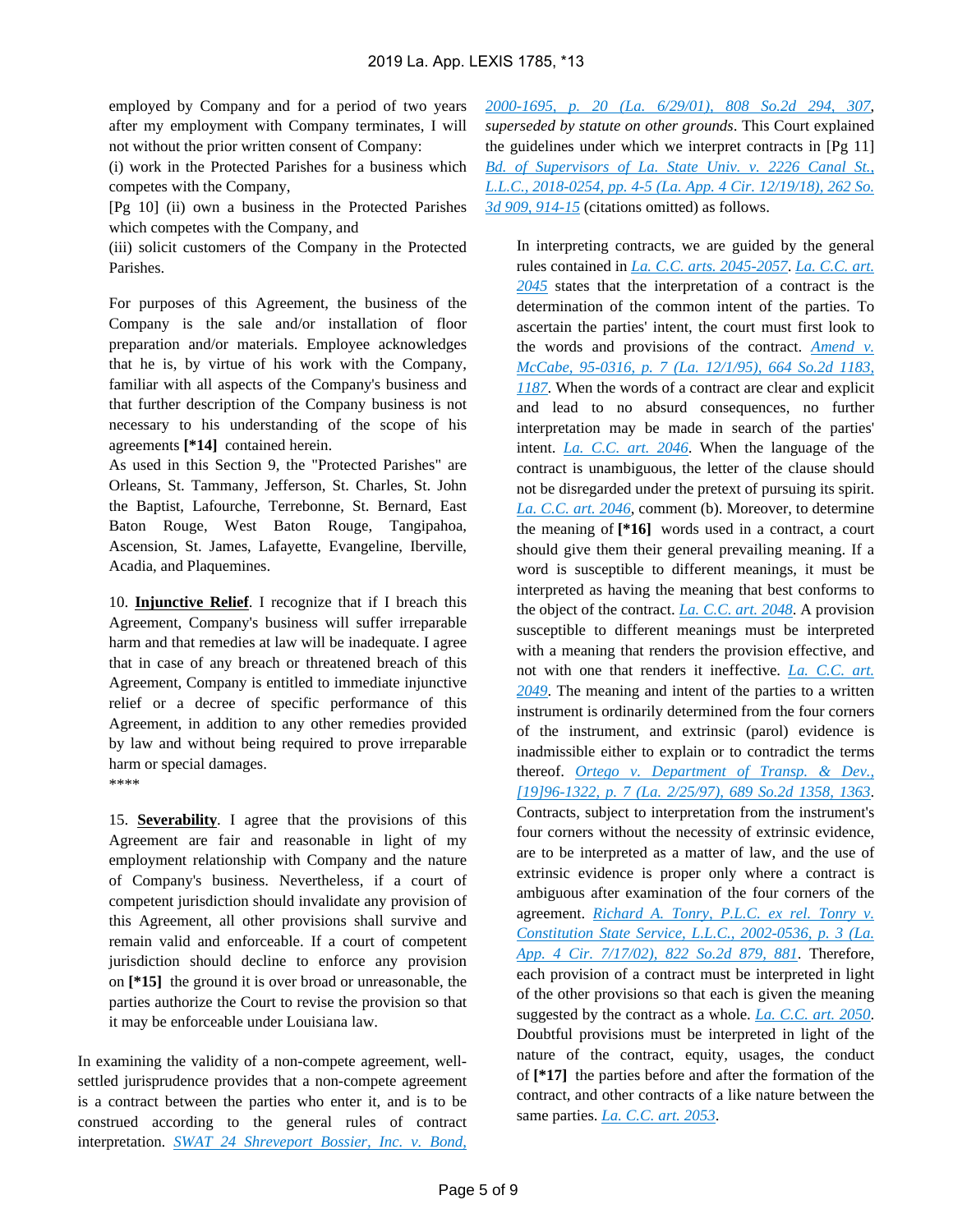employed by Company and for a period of two years after my employment with Company terminates, I will not without the prior written consent of Company:

(i) work in the Protected Parishes for a business which competes with the Company,

[Pg 10] (ii) own a business in the Protected Parishes which competes with the Company, and

(iii) solicit customers of the Company in the Protected Parishes.

For purposes of this Agreement, the business of the Company is the sale and/or installation of floor preparation and/or materials. Employee acknowledges that he is, by virtue of his work with the Company, familiar with all aspects of the Company's business and that further description of the Company business is not necessary to his understanding of the scope of his agreements **[*14]** contained herein.

As used in this Section 9, the "Protected Parishes" are Orleans, St. Tammany, Jefferson, St. Charles, St. John the Baptist, Lafourche, Terrebonne, St. Bernard, East Baton Rouge, West Baton Rouge, Tangipahoa, Ascension, St. James, Lafayette, Evangeline, Iberville, Acadia, and Plaquemines.

10. **Injunctive Relief**. I recognize that if I breach this Agreement, Company's business will suffer irreparable harm and that remedies at law will be inadequate. I agree that in case of any breach or threatened breach of this Agreement, Company is entitled to immediate injunctive relief or a decree of specific performance of this Agreement, in addition to any other remedies provided by law and without being required to prove irreparable harm or special damages.

****

15. **Severability**. I agree that the provisions of this Agreement are fair and reasonable in light of my employment relationship with Company and the nature of Company's business. Nevertheless, if a court of competent jurisdiction should invalidate any provision of this Agreement, all other provisions shall survive and remain valid and enforceable. If a court of competent jurisdiction should decline to enforce any provision on **[*15]** the ground it is over broad or unreasonable, the parties authorize the Court to revise the provision so that it may be enforceable under Louisiana law.

In examining the validity of a non-compete agreement, well-settled jurisprudence provides that a non-compete agreement is a contract between the parties who enter it, and is to be construed according to the general rules of contract interpretation. SWAT 24 Shreveport Bossier, Inc. v. Bond, 2000-1695, p. 20 (La. 6/29/01), 808 So.2d 294, 307, *superseded by statute on other grounds*. This Court explained the guidelines under which we interpret contracts in [Pg 11] Bd. of Supervisors of La. State Univ. v. 2226 Canal St., L.L.C., 2018-0254, pp. 4-5 (La. App. 4 Cir. 12/19/18), 262 So. 3d 909, 914-15 (citations omitted) as follows.

> In interpreting contracts, we are guided by the general rules contained in La. C.C. arts. 2045-2057. La. C.C. art. 2045 states that the interpretation of a contract is the determination of the common intent of the parties. To ascertain the parties' intent, the court must first look to the words and provisions of the contract. Amend v. McCabe, 95-0316, p. 7 (La. 12/1/95), 664 So.2d 1183, 1187. When the words of a contract are clear and explicit and lead to no absurd consequences, no further interpretation may be made in search of the parties' intent. La. C.C. art. 2046. When the language of the contract is unambiguous, the letter of the clause should not be disregarded under the pretext of pursuing its spirit. La. C.C. art. 2046, comment (b). Moreover, to determine the meaning of **[*16]** words used in a contract, a court should give them their general prevailing meaning. If a word is susceptible to different meanings, it must be interpreted as having the meaning that best conforms to the object of the contract. La. C.C. art. 2048. A provision susceptible to different meanings must be interpreted with a meaning that renders the provision effective, and not with one that renders it ineffective. La. C.C. art. 2049. The meaning and intent of the parties to a written instrument is ordinarily determined from the four corners of the instrument, and extrinsic (parol) evidence is inadmissible either to explain or to contradict the terms thereof. Ortego v. Department of Transp. & Dev., [19]96-1322, p. 7 (La. 2/25/97), 689 So.2d 1358, 1363. Contracts, subject to interpretation from the instrument's four corners without the necessity of extrinsic evidence, are to be interpreted as a matter of law, and the use of extrinsic evidence is proper only where a contract is ambiguous after examination of the four corners of the agreement. Richard A. Tonry, P.L.C. ex rel. Tonry v. Constitution State Service, L.L.C., 2002-0536, p. 3 (La. App. 4 Cir. 7/17/02), 822 So.2d 879, 881. Therefore, each provision of a contract must be interpreted in light of the other provisions so that each is given the meaning suggested by the contract as a whole. La. C.C. art. 2050. Doubtful provisions must be interpreted in light of the nature of the contract, equity, usages, the conduct of **[*17]** the parties before and after the formation of the contract, and other contracts of a like nature between the same parties. La. C.C. art. 2053.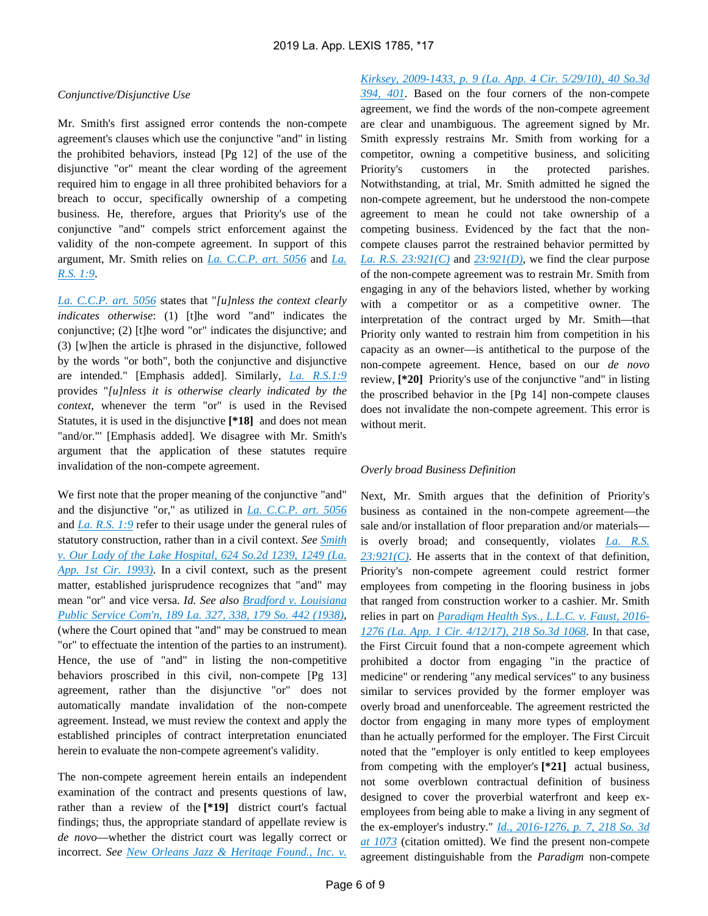*Conjunctive/Disjunctive Use*

Mr. Smith's first assigned error contends the non-compete agreement's clauses which use the conjunctive "and" in listing the prohibited behaviors, instead [Pg 12] of the use of the disjunctive "or" meant the clear wording of the agreement required him to engage in all three prohibited behaviors for a breach to occur, specifically ownership of a competing business. He, therefore, argues that Priority's use of the conjunctive "and" compels strict enforcement against the validity of the non-compete agreement. In support of this argument, Mr. Smith relies on La. C.C.P. art. 5056 and La. R.S. 1:9.

La. C.C.P. art. 5056 states that "*[u]nless the context clearly indicates otherwise*: (1) [t]he word "and" indicates the conjunctive; (2) [t]he word "or" indicates the disjunctive; and (3) [w]hen the article is phrased in the disjunctive, followed by the words "or both", both the conjunctive and disjunctive are intended." [Emphasis added]. Similarly, La. R.S.1:9 provides "*[u]nless it is otherwise clearly indicated by the context*, whenever the term "or" is used in the Revised Statutes, it is used in the disjunctive **[*18]** and does not mean "and/or."" [Emphasis added]. We disagree with Mr. Smith's argument that the application of these statutes require invalidation of the non-compete agreement.

We first note that the proper meaning of the conjunctive "and" and the disjunctive "or," as utilized in La. C.C.P. art. 5056 and La. R.S. 1:9 refer to their usage under the general rules of statutory construction, rather than in a civil context. *See* Smith v. Our Lady of the Lake Hospital, 624 So.2d 1239, 1249 (La. App. 1st Cir. 1993). In a civil context, such as the present matter, established jurisprudence recognizes that "and" may mean "or" and vice versa. *Id. See also* Bradford v. Louisiana Public Service Com'n, 189 La. 327, 338, 179 So. 442 (1938), (where the Court opined that "and" may be construed to mean "or" to effectuate the intention of the parties to an instrument). Hence, the use of "and" in listing the non-competitive behaviors proscribed in this civil, non-compete [Pg 13] agreement, rather than the disjunctive "or" does not automatically mandate invalidation of the non-compete agreement. Instead, we must review the context and apply the established principles of contract interpretation enunciated herein to evaluate the non-compete agreement's validity.

The non-compete agreement herein entails an independent examination of the contract and presents questions of law, rather than a review of the **[*19]** district court's factual findings; thus, the appropriate standard of appellate review is *de novo*—whether the district court was legally correct or incorrect. *See* New Orleans Jazz & Heritage Found., Inc. v. Kirksey, 2009-1433, p. 9 (La. App. 4 Cir. 5/29/10), 40 So.3d 394, 401. Based on the four corners of the non-compete agreement, we find the words of the non-compete agreement are clear and unambiguous. The agreement signed by Mr. Smith expressly restrains Mr. Smith from working for a competitor, owning a competitive business, and soliciting Priority's customers in the protected parishes. Notwithstanding, at trial, Mr. Smith admitted he signed the non-compete agreement, but he understood the non-compete agreement to mean he could not take ownership of a competing business. Evidenced by the fact that the non-compete clauses parrot the restrained behavior permitted by La. R.S. 23:921(C) and 23:921(D), we find the clear purpose of the non-compete agreement was to restrain Mr. Smith from engaging in any of the behaviors listed, whether by working with a competitor or as a competitive owner. The interpretation of the contract urged by Mr. Smith—that Priority only wanted to restrain him from competition in his capacity as an owner—is antithetical to the purpose of the non-compete agreement. Hence, based on our *de novo* review, **[*20]** Priority's use of the conjunctive "and" in listing the proscribed behavior in the [Pg 14] non-compete clauses does not invalidate the non-compete agreement. This error is without merit.

*Overly broad Business Definition*

Next, Mr. Smith argues that the definition of Priority's business as contained in the non-compete agreement—the sale and/or installation of floor preparation and/or materials—is overly broad; and consequently, violates La. R.S. 23:921(C). He asserts that in the context of that definition, Priority's non-compete agreement could restrict former employees from competing in the flooring business in jobs that ranged from construction worker to a cashier. Mr. Smith relies in part on Paradigm Health Sys., L.L.C. v. Faust, 2016-1276 (La. App. 1 Cir. 4/12/17), 218 So.3d 1068. In that case, the First Circuit found that a non-compete agreement which prohibited a doctor from engaging "in the practice of medicine" or rendering "any medical services" to any business similar to services provided by the former employer was overly broad and unenforceable. The agreement restricted the doctor from engaging in many more types of employment than he actually performed for the employer. The First Circuit noted that the "employer is only entitled to keep employees from competing with the employer's **[*21]** actual business, not some overblown contractual definition of business designed to cover the proverbial waterfront and keep ex-employees from being able to make a living in any segment of the ex-employer's industry." Id., 2016-1276, p. 7, 218 So. 3d at 1073 (citation omitted). We find the present non-compete agreement distinguishable from the *Paradigm* non-compete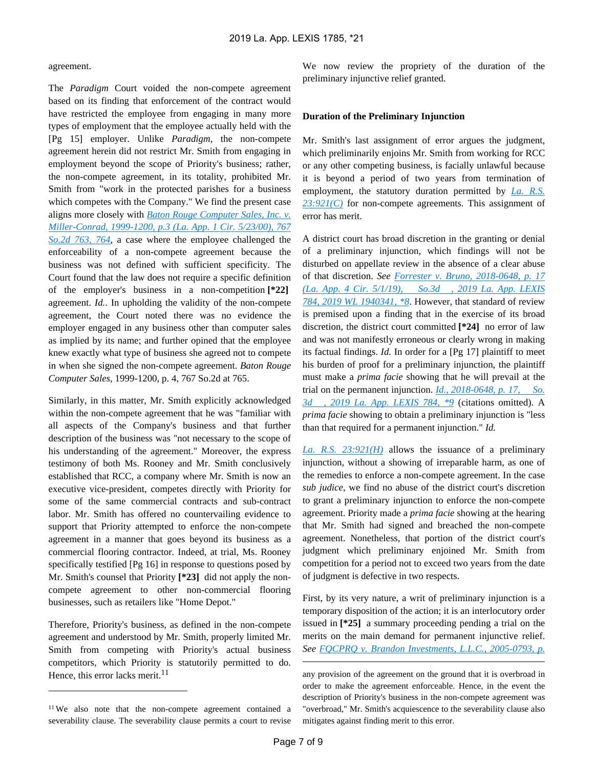agreement.

The *Paradigm* Court voided the non-compete agreement based on its finding that enforcement of the contract would have restricted the employee from engaging in many more types of employment that the employee actually held with the [Pg 15] employer. Unlike *Paradigm*, the non-compete agreement herein did not restrict Mr. Smith from engaging in employment beyond the scope of Priority's business; rather, the non-compete agreement, in its totality, prohibited Mr. Smith from "work in the protected parishes for a business which competes with the Company." We find the present case aligns more closely with [Baton Rouge Computer Sales, Inc. v. Miller-Conrad, 1999-1200, p.3 (La. App. 1 Cir. 5/23/00), 767 So.2d 763, 764](), a case where the employee challenged the enforceability of a non-compete agreement because the business was not defined with sufficient specificity. The Court found that the law does not require a specific definition of the employer's business in a non-competition **[*22]** agreement. *Id.*. In upholding the validity of the non-compete agreement, the Court noted there was no evidence the employer engaged in any business other than computer sales as implied by its name; and further opined that the employee knew exactly what type of business she agreed not to compete in when she signed the non-compete agreement. *Baton Rouge Computer Sales*, 1999-1200, p. 4, 767 So.2d at 765.

Similarly, in this matter, Mr. Smith explicitly acknowledged within the non-compete agreement that he was "familiar with all aspects of the Company's business and that further description of the business was "not necessary to the scope of his understanding of the agreement." Moreover, the express testimony of both Ms. Rooney and Mr. Smith conclusively established that RCC, a company where Mr. Smith is now an executive vice-president, competes directly with Priority for some of the same commercial contracts and sub-contract labor. Mr. Smith has offered no countervailing evidence to support that Priority attempted to enforce the non-compete agreement in a manner that goes beyond its business as a commercial flooring contractor. Indeed, at trial, Ms. Rooney specifically testified [Pg 16] in response to questions posed by Mr. Smith's counsel that Priority **[*23]** did not apply the non-compete agreement to other non-commercial flooring businesses, such as retailers like "Home Depot."

Therefore, Priority's business, as defined in the non-compete agreement and understood by Mr. Smith, properly limited Mr. Smith from competing with Priority's actual business competitors, which Priority is statutorily permitted to do. Hence, this error lacks merit.[11]

We now review the propriety of the duration of the preliminary injunctive relief granted.

**Duration of the Preliminary Injunction**

Mr. Smith's last assignment of error argues the judgment, which preliminarily enjoins Mr. Smith from working for RCC or any other competing business, is facially unlawful because it is beyond a period of two years from termination of employment, the statutory duration permitted by [La. R.S. 23:921(C)]() for non-compete agreements. This assignment of error has merit.

A district court has broad discretion in the granting or denial of a preliminary injunction, which findings will not be disturbed on appellate review in the absence of a clear abuse of that discretion. *See* [Forrester v. Bruno, 2018-0648, p. 17 (La. App. 4 Cir. 5/1/19), \_\_ So.3d \_\_, 2019 La. App. LEXIS 784, 2019 WL 1940341, *8](). However, that standard of review is premised upon a finding that in the exercise of its broad discretion, the district court committed **[*24]** no error of law and was not manifestly erroneous or clearly wrong in making its factual findings. *Id.* In order for a [Pg 17] plaintiff to meet his burden of proof for a preliminary injunction, the plaintiff must make a *prima facie* showing that he will prevail at the trial on the permanent injunction. [Id., 2018-0648, p. 17, \_\_ So. 3d \_\_, 2019 La. App. LEXIS 784, *9]() (citations omitted). A *prima facie* showing to obtain a preliminary injunction is "less than that required for a permanent injunction." *Id.*

[La. R.S. 23:921(H)]() allows the issuance of a preliminary injunction, without a showing of irreparable harm, as one of the remedies to enforce a non-compete agreement. In the case *sub judice*, we find no abuse of the district court's discretion to grant a preliminary injunction to enforce the non-compete agreement. Priority made a *prima facie* showing at the hearing that Mr. Smith had signed and breached the non-compete agreement. Nonetheless, that portion of the district court's judgment which preliminary enjoined Mr. Smith from competition for a period not to exceed two years from the date of judgment is defective in two respects.

First, by its very nature, a writ of preliminary injunction is a temporary disposition of the action; it is an interlocutory order issued in **[*25]** a summary proceeding pending a trial on the merits on the main demand for permanent injunctive relief. *See* [FQCPRQ v. Brandon Investments, L.L.C., 2005-0793, p.]()

---

[11] We also note that the non-compete agreement contained a severability clause. The severability clause permits a court to revise any provision of the agreement on the ground that it is overbroad in order to make the agreement enforceable. Hence, in the event the description of Priority's business in the non-compete agreement was "overbroad," Mr. Smith's acquiescence to the severability clause also mitigates against finding merit to this error.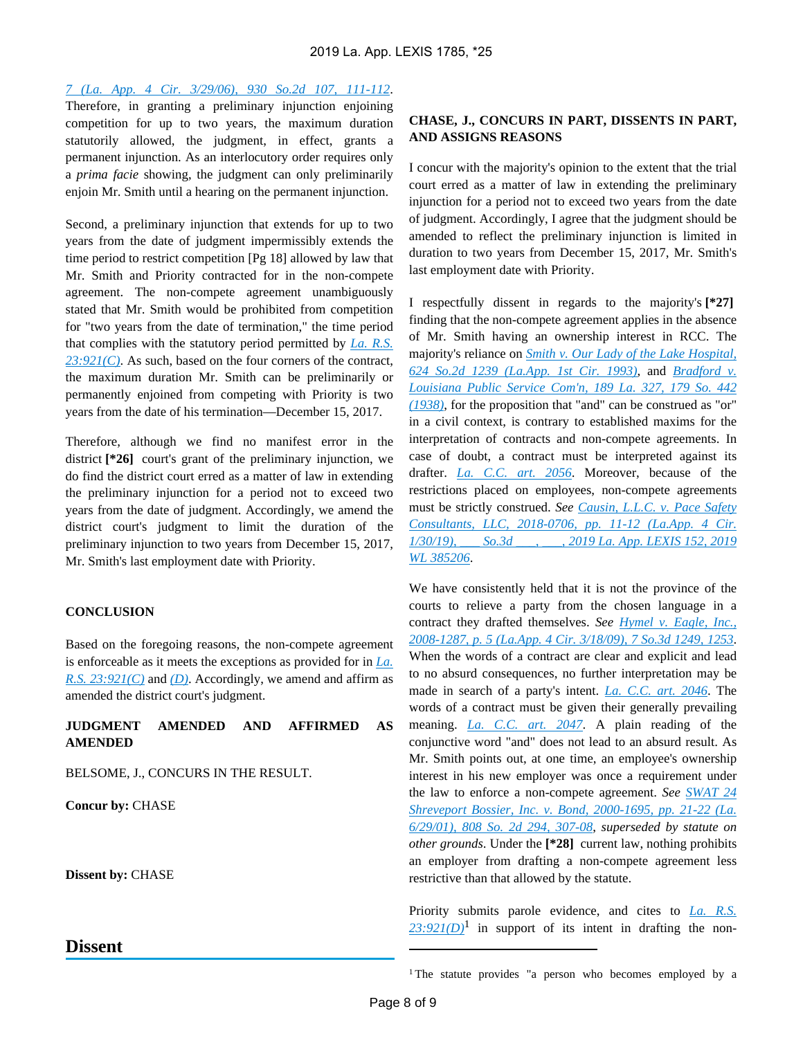7 (La. App. 4 Cir. 3/29/06), 930 So.2d 107, 111-112. Therefore, in granting a preliminary injunction enjoining competition for up to two years, the maximum duration statutorily allowed, the judgment, in effect, grants a permanent injunction. As an interlocutory order requires only a *prima facie* showing, the judgment can only preliminarily enjoin Mr. Smith until a hearing on the permanent injunction.

Second, a preliminary injunction that extends for up to two years from the date of judgment impermissibly extends the time period to restrict competition [Pg 18] allowed by law that Mr. Smith and Priority contracted for in the non-compete agreement. The non-compete agreement unambiguously stated that Mr. Smith would be prohibited from competition for "two years from the date of termination," the time period that complies with the statutory period permitted by La. R.S. 23:921(C). As such, based on the four corners of the contract, the maximum duration Mr. Smith can be preliminarily or permanently enjoined from competing with Priority is two years from the date of his termination—December 15, 2017.

Therefore, although we find no manifest error in the district **[*26]** court's grant of the preliminary injunction, we do find the district court erred as a matter of law in extending the preliminary injunction for a period not to exceed two years from the date of judgment. Accordingly, we amend the district court's judgment to limit the duration of the preliminary injunction to two years from December 15, 2017, Mr. Smith's last employment date with Priority.

**CONCLUSION**

Based on the foregoing reasons, the non-compete agreement is enforceable as it meets the exceptions as provided for in La. R.S. 23:921(C) and (D). Accordingly, we amend and affirm as amended the district court's judgment.

**JUDGMENT AMENDED AND AFFIRMED AS AMENDED**

BELSOME, J., CONCURS IN THE RESULT.

**Concur by:** CHASE

**Dissent by:** CHASE

## Dissent

**CHASE, J., CONCURS IN PART, DISSENTS IN PART, AND ASSIGNS REASONS**

I concur with the majority's opinion to the extent that the trial court erred as a matter of law in extending the preliminary injunction for a period not to exceed two years from the date of judgment. Accordingly, I agree that the judgment should be amended to reflect the preliminary injunction is limited in duration to two years from December 15, 2017, Mr. Smith's last employment date with Priority.

I respectfully dissent in regards to the majority's **[*27]** finding that the non-compete agreement applies in the absence of Mr. Smith having an ownership interest in RCC. The majority's reliance on Smith v. Our Lady of the Lake Hospital, 624 So.2d 1239 (La.App. 1st Cir. 1993), and Bradford v. Louisiana Public Service Com'n, 189 La. 327, 179 So. 442 (1938), for the proposition that "and" can be construed as "or" in a civil context, is contrary to established maxims for the interpretation of contracts and non-compete agreements. In case of doubt, a contract must be interpreted against its drafter. La. C.C. art. 2056. Moreover, because of the restrictions placed on employees, non-compete agreements must be strictly construed. *See* Causin, L.L.C. v. Pace Safety Consultants, LLC, 2018-0706, pp. 11-12 (La.App. 4 Cir. 1/30/19), ___ So.3d ___, ___, 2019 La. App. LEXIS 152, 2019 WL 385206.

We have consistently held that it is not the province of the courts to relieve a party from the chosen language in a contract they drafted themselves. *See* Hymel v. Eagle, Inc., 2008-1287, p. 5 (La.App. 4 Cir. 3/18/09), 7 So.3d 1249, 1253. When the words of a contract are clear and explicit and lead to no absurd consequences, no further interpretation may be made in search of a party's intent. La. C.C. art. 2046. The words of a contract must be given their generally prevailing meaning. La. C.C. art. 2047. A plain reading of the conjunctive word "and" does not lead to an absurd result. As Mr. Smith points out, at one time, an employee's ownership interest in his new employer was once a requirement under the law to enforce a non-compete agreement. *See* SWAT 24 Shreveport Bossier, Inc. v. Bond, 2000-1695, pp. 21-22 (La. 6/29/01), 808 So. 2d 294, 307-08, *superseded by statute on other grounds*. Under the **[*28]** current law, nothing prohibits an employer from drafting a non-compete agreement less restrictive than that allowed by the statute.

Priority submits parole evidence, and cites to La. R.S. 23:921(D)[1] in support of its intent in drafting the non-

[1] The statute provides "a person who becomes employed by a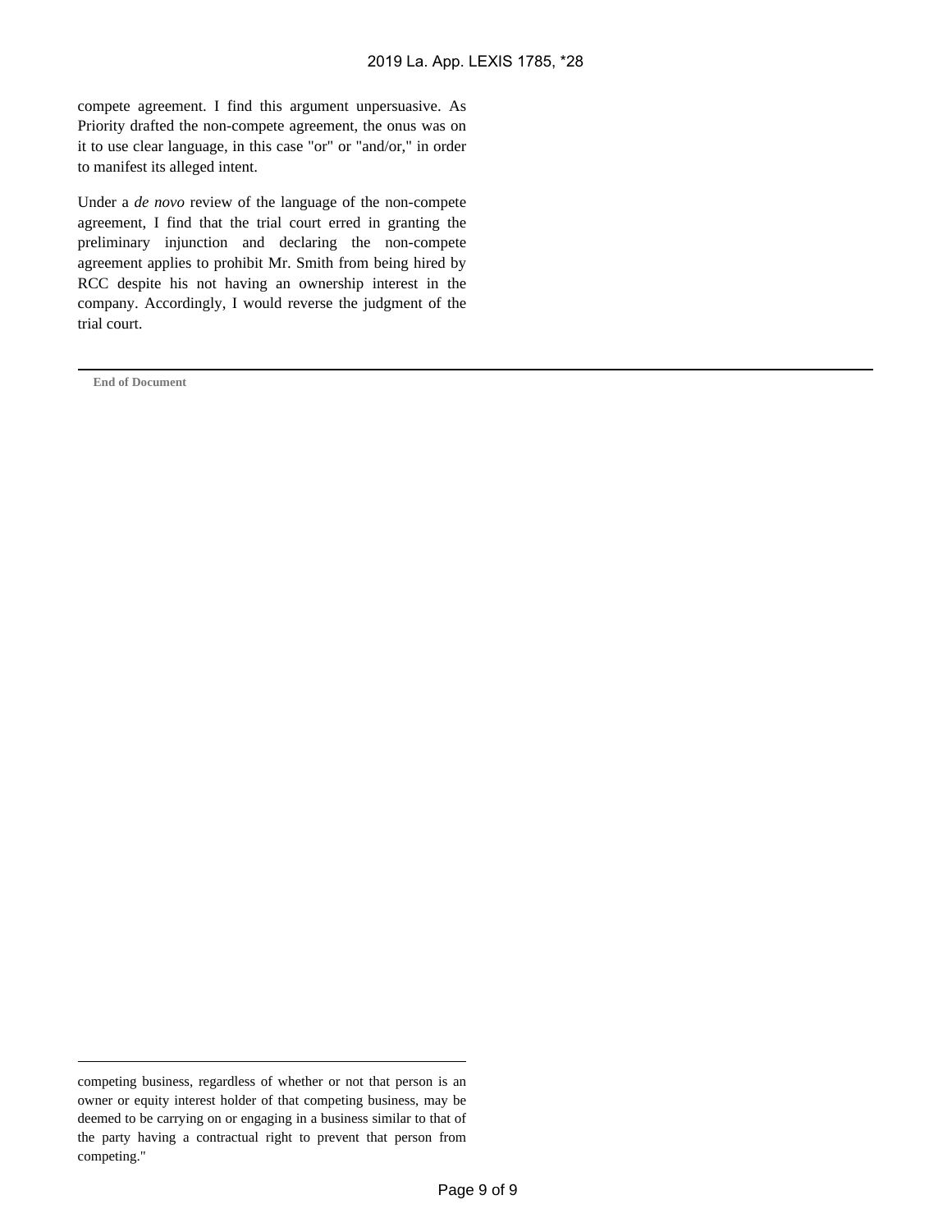compete agreement. I find this argument unpersuasive. As Priority drafted the non-compete agreement, the onus was on it to use clear language, in this case "or" or "and/or," in order to manifest its alleged intent.

Under a *de novo* review of the language of the non-compete agreement, I find that the trial court erred in granting the preliminary injunction and declaring the non-compete agreement applies to prohibit Mr. Smith from being hired by RCC despite his not having an ownership interest in the company. Accordingly, I would reverse the judgment of the trial court.

---

**End of Document**

---

competing business, regardless of whether or not that person is an owner or equity interest holder of that competing business, may be deemed to be carrying on or engaging in a business similar to that of the party having a contractual right to prevent that person from competing."